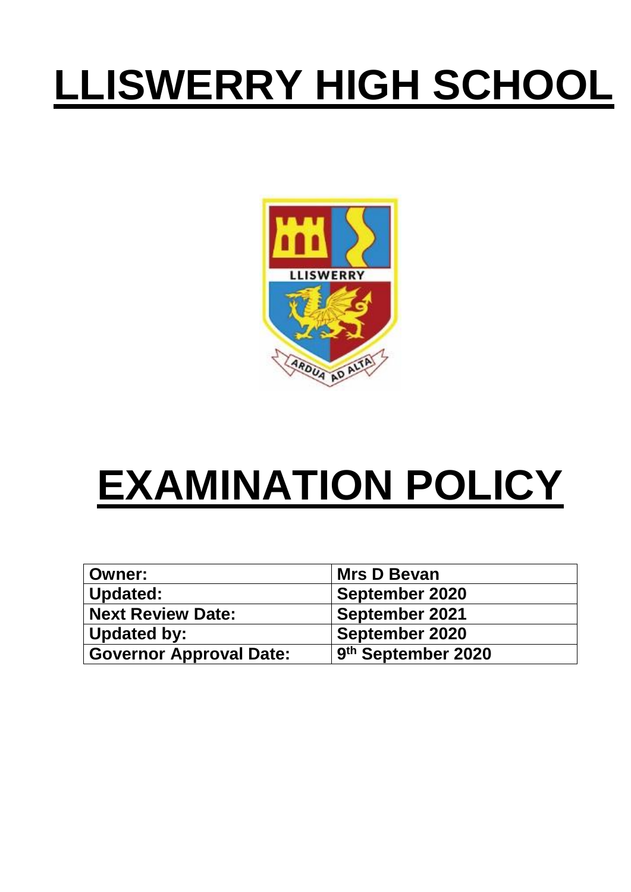# LLISWERRY HIGH SCHOOL

# EXAMINATION POLICY

| Owner: | Mrs D Bevan |
| --- | --- |
| Updated: | September 2020 |
| Next Review Date: | September 2021 |
| Updated by: | September 2020 |
| Governor Approval Date: | 9th September 2020 |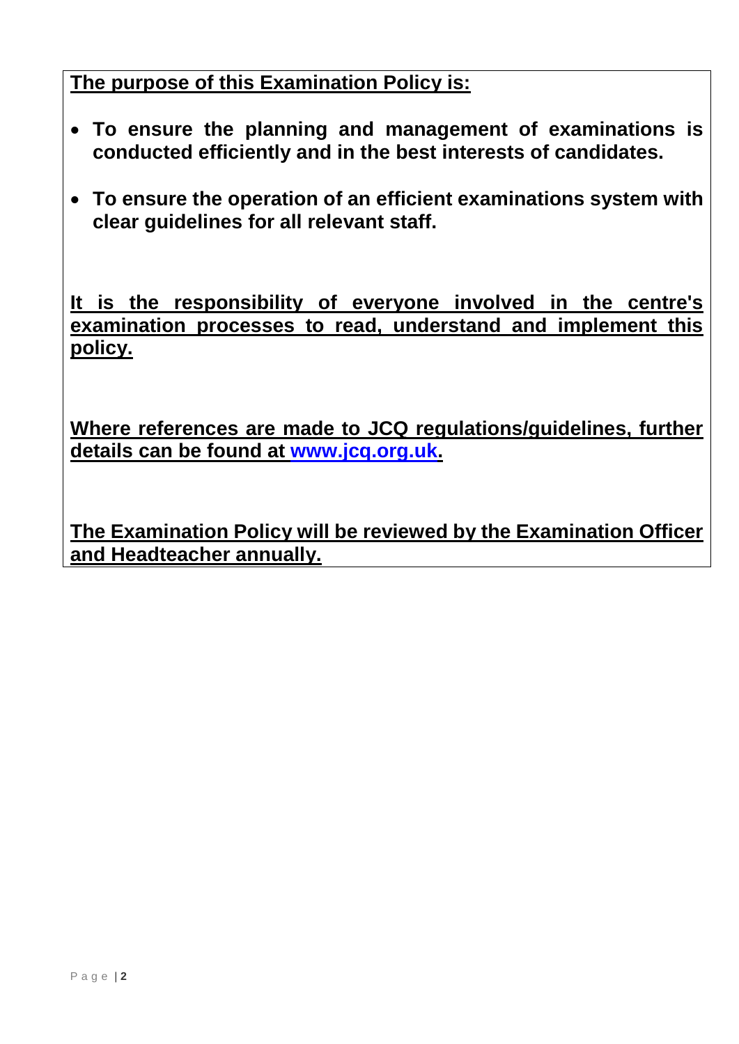**The purpose of this Examination Policy is:**

- **To ensure the planning and management of examinations is conducted efficiently and in the best interests of candidates.**
- **To ensure the operation of an efficient examinations system with clear guidelines for all relevant staff.**

**It is the responsibility of everyone involved in the centre's examination processes to read, understand and implement this policy.**

**Where references are made to JCQ regulations/guidelines, further details can be found at [www.jcq.org.uk](http://www.jcq.org.uk).**

**The Examination Policy will be reviewed by the Examination Officer and Headteacher annually.**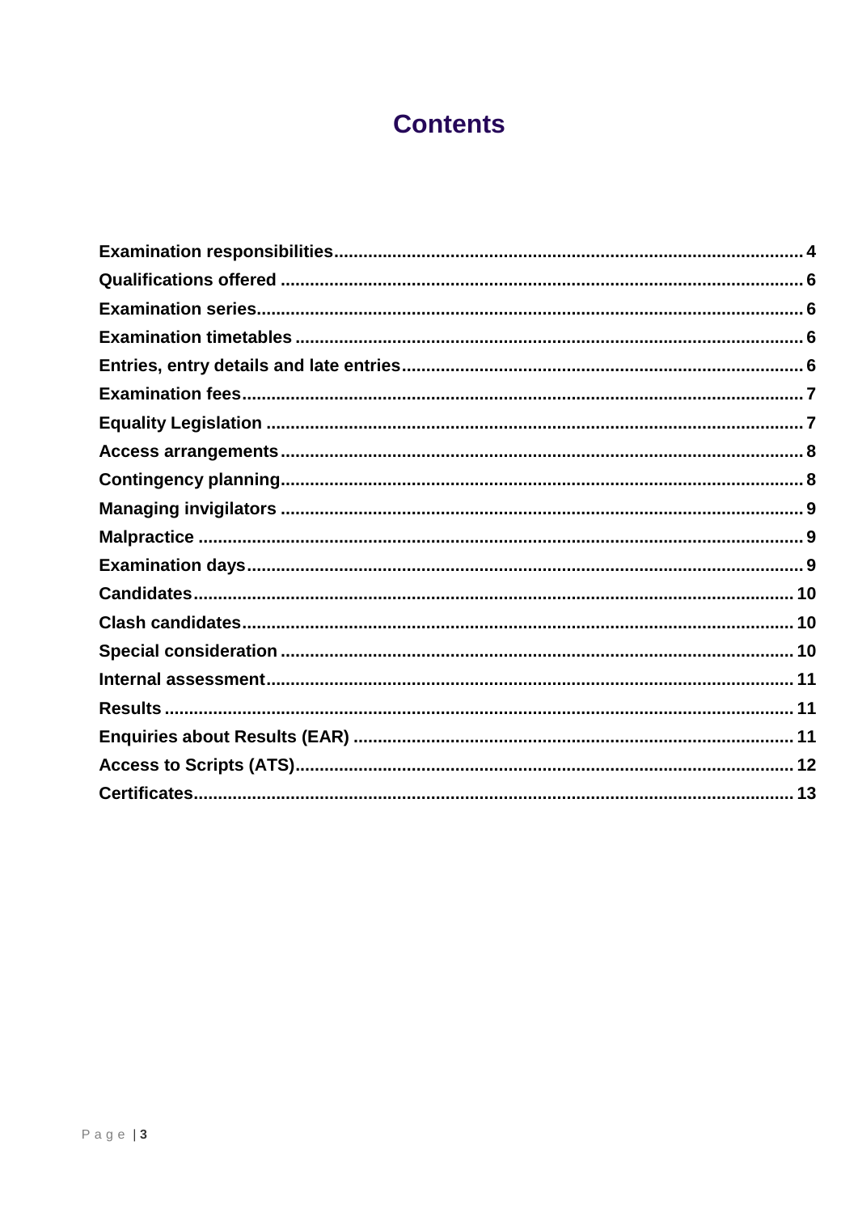# Contents

**Examination responsibilities** ........ 4
**Qualifications offered** ........ 6
**Examination series** ........ 6
**Examination timetables** ........ 6
**Entries, entry details and late entries** ........ 6
**Examination fees** ........ 7
**Equality Legislation** ........ 7
**Access arrangements** ........ 8
**Contingency planning** ........ 8
**Managing invigilators** ........ 9
**Malpractice** ........ 9
**Examination days** ........ 9
**Candidates** ........ 10
**Clash candidates** ........ 10
**Special consideration** ........ 10
**Internal assessment** ........ 11
**Results** ........ 11
**Enquiries about Results (EAR)** ........ 11
**Access to Scripts (ATS)** ........ 12
**Certificates** ........ 13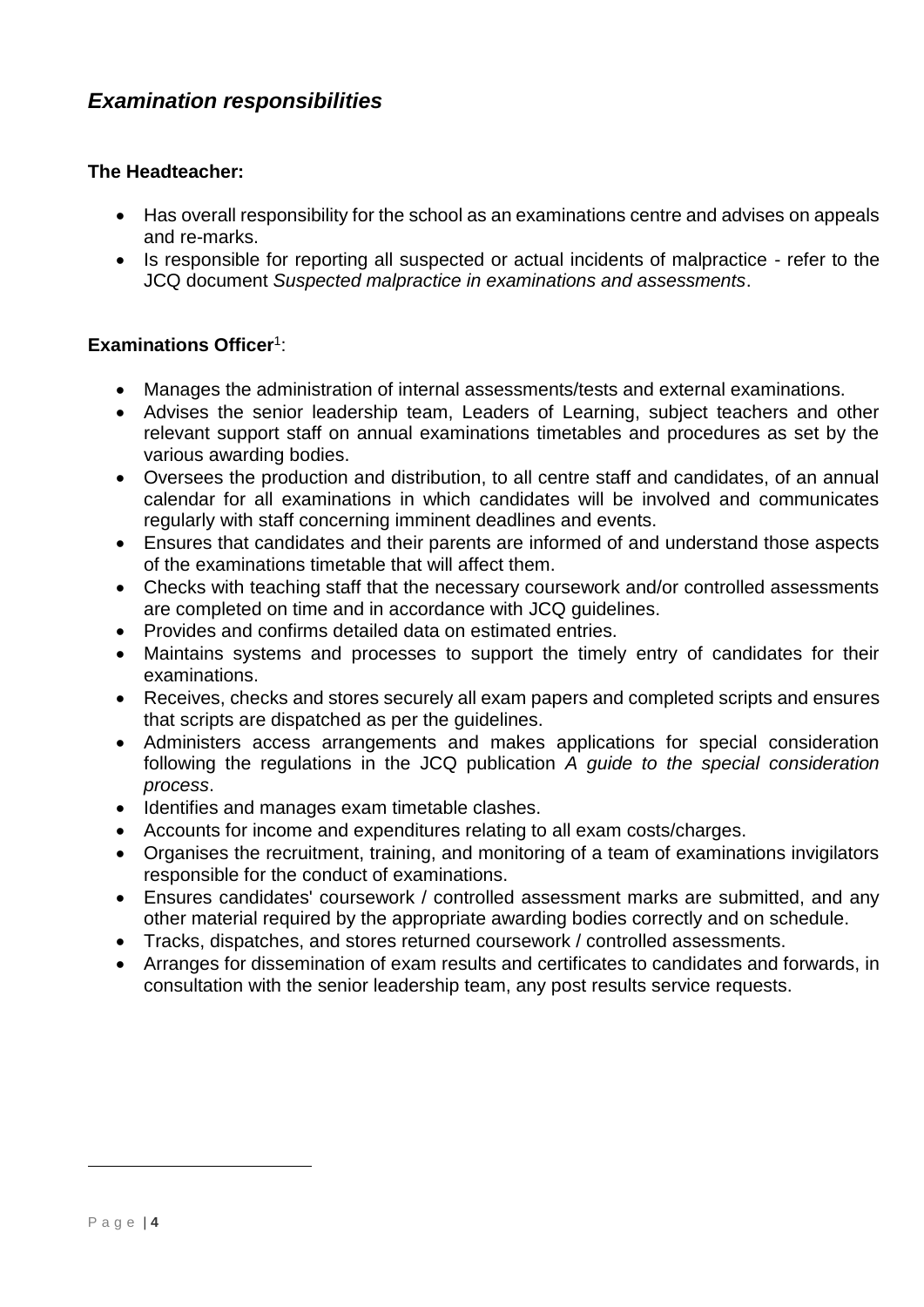## *Examination responsibilities*

**The Headteacher:**

- Has overall responsibility for the school as an examinations centre and advises on appeals and re-marks.
- Is responsible for reporting all suspected or actual incidents of malpractice - refer to the JCQ document *Suspected malpractice in examinations and assessments*.

**Examinations Officer**[1]:

- Manages the administration of internal assessments/tests and external examinations.
- Advises the senior leadership team, Leaders of Learning, subject teachers and other relevant support staff on annual examinations timetables and procedures as set by the various awarding bodies.
- Oversees the production and distribution, to all centre staff and candidates, of an annual calendar for all examinations in which candidates will be involved and communicates regularly with staff concerning imminent deadlines and events.
- Ensures that candidates and their parents are informed of and understand those aspects of the examinations timetable that will affect them.
- Checks with teaching staff that the necessary coursework and/or controlled assessments are completed on time and in accordance with JCQ guidelines.
- Provides and confirms detailed data on estimated entries.
- Maintains systems and processes to support the timely entry of candidates for their examinations.
- Receives, checks and stores securely all exam papers and completed scripts and ensures that scripts are dispatched as per the guidelines.
- Administers access arrangements and makes applications for special consideration following the regulations in the JCQ publication *A guide to the special consideration process*.
- Identifies and manages exam timetable clashes.
- Accounts for income and expenditures relating to all exam costs/charges.
- Organises the recruitment, training, and monitoring of a team of examinations invigilators responsible for the conduct of examinations.
- Ensures candidates' coursework / controlled assessment marks are submitted, and any other material required by the appropriate awarding bodies correctly and on schedule.
- Tracks, dispatches, and stores returned coursework / controlled assessments.
- Arranges for dissemination of exam results and certificates to candidates and forwards, in consultation with the senior leadership team, any post results service requests.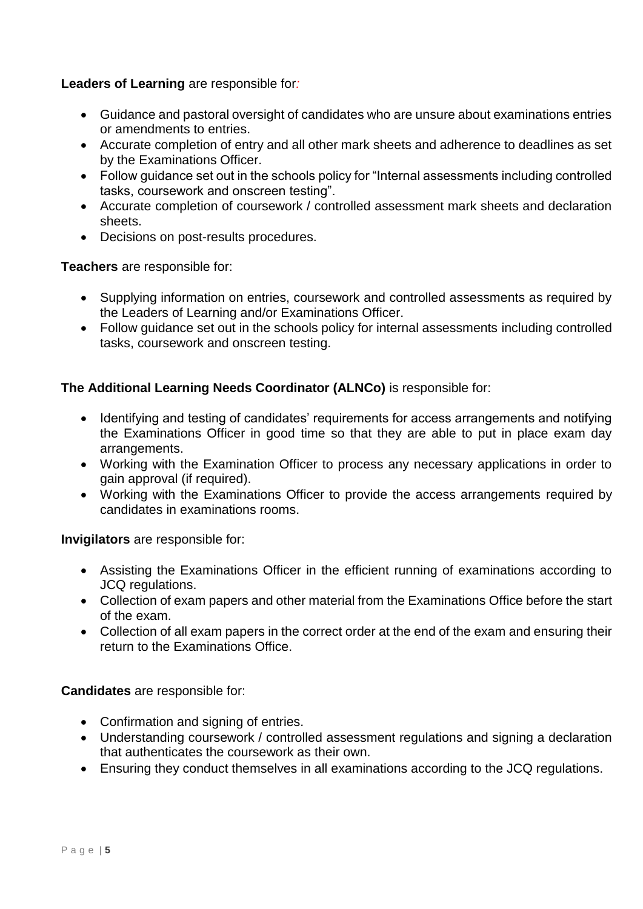**Leaders of Learning** are responsible for:

- Guidance and pastoral oversight of candidates who are unsure about examinations entries or amendments to entries.
- Accurate completion of entry and all other mark sheets and adherence to deadlines as set by the Examinations Officer.
- Follow guidance set out in the schools policy for "Internal assessments including controlled tasks, coursework and onscreen testing".
- Accurate completion of coursework / controlled assessment mark sheets and declaration sheets.
- Decisions on post-results procedures.

**Teachers** are responsible for:

- Supplying information on entries, coursework and controlled assessments as required by the Leaders of Learning and/or Examinations Officer.
- Follow guidance set out in the schools policy for internal assessments including controlled tasks, coursework and onscreen testing.

**The Additional Learning Needs Coordinator (ALNCo)** is responsible for:

- Identifying and testing of candidates' requirements for access arrangements and notifying the Examinations Officer in good time so that they are able to put in place exam day arrangements.
- Working with the Examination Officer to process any necessary applications in order to gain approval (if required).
- Working with the Examinations Officer to provide the access arrangements required by candidates in examinations rooms.

**Invigilators** are responsible for:

- Assisting the Examinations Officer in the efficient running of examinations according to JCQ regulations.
- Collection of exam papers and other material from the Examinations Office before the start of the exam.
- Collection of all exam papers in the correct order at the end of the exam and ensuring their return to the Examinations Office.

**Candidates** are responsible for:

- Confirmation and signing of entries.
- Understanding coursework / controlled assessment regulations and signing a declaration that authenticates the coursework as their own.
- Ensuring they conduct themselves in all examinations according to the JCQ regulations.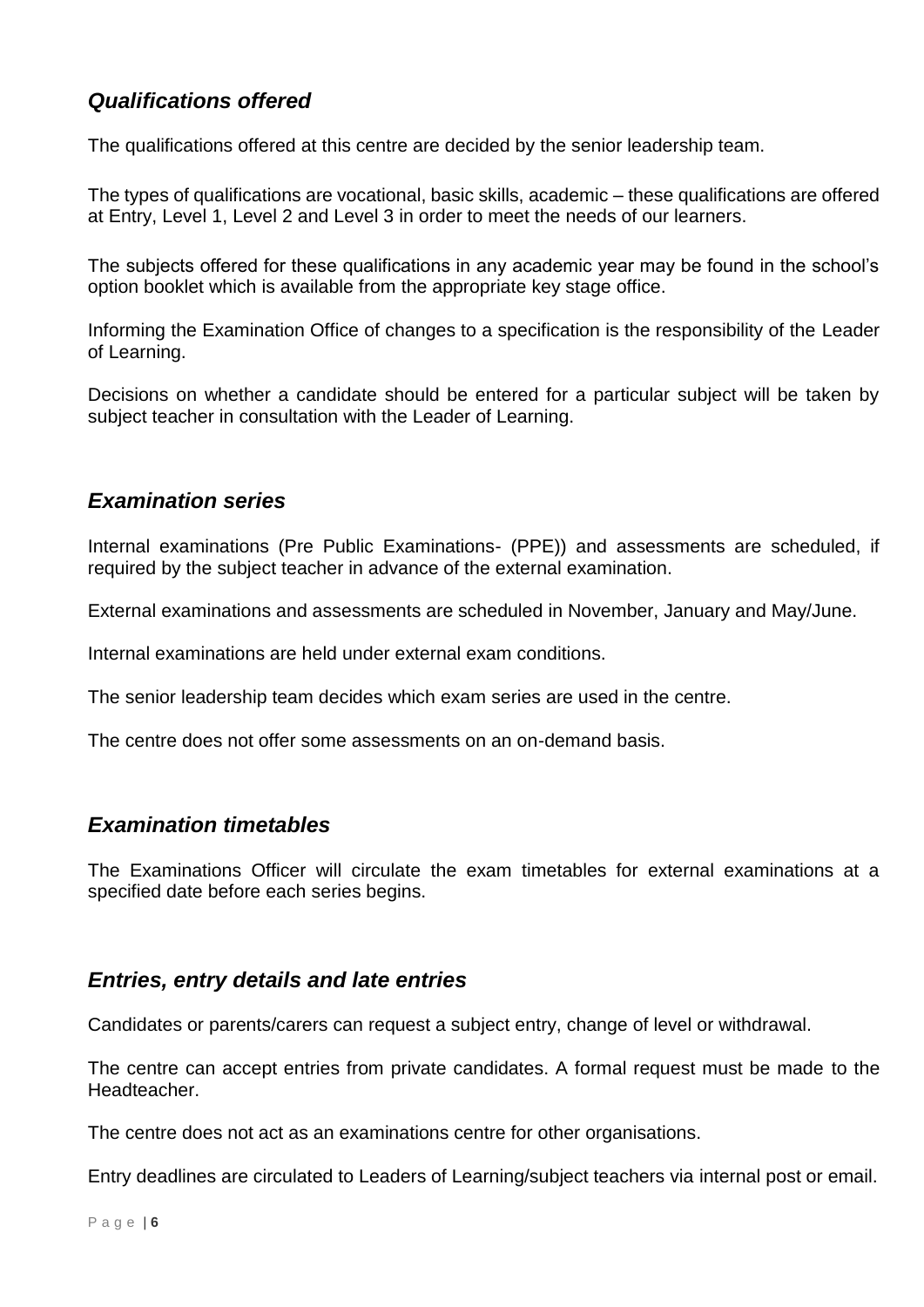## *Qualifications offered*

The qualifications offered at this centre are decided by the senior leadership team.

The types of qualifications are vocational, basic skills, academic – these qualifications are offered at Entry, Level 1, Level 2 and Level 3 in order to meet the needs of our learners.

The subjects offered for these qualifications in any academic year may be found in the school's option booklet which is available from the appropriate key stage office.

Informing the Examination Office of changes to a specification is the responsibility of the Leader of Learning.

Decisions on whether a candidate should be entered for a particular subject will be taken by subject teacher in consultation with the Leader of Learning.

## *Examination series*

Internal examinations (Pre Public Examinations- (PPE)) and assessments are scheduled, if required by the subject teacher in advance of the external examination.

External examinations and assessments are scheduled in November, January and May/June.

Internal examinations are held under external exam conditions.

The senior leadership team decides which exam series are used in the centre.

The centre does not offer some assessments on an on-demand basis.

## *Examination timetables*

The Examinations Officer will circulate the exam timetables for external examinations at a specified date before each series begins.

## *Entries, entry details and late entries*

Candidates or parents/carers can request a subject entry, change of level or withdrawal.

The centre can accept entries from private candidates. A formal request must be made to the Headteacher.

The centre does not act as an examinations centre for other organisations.

Entry deadlines are circulated to Leaders of Learning/subject teachers via internal post or email.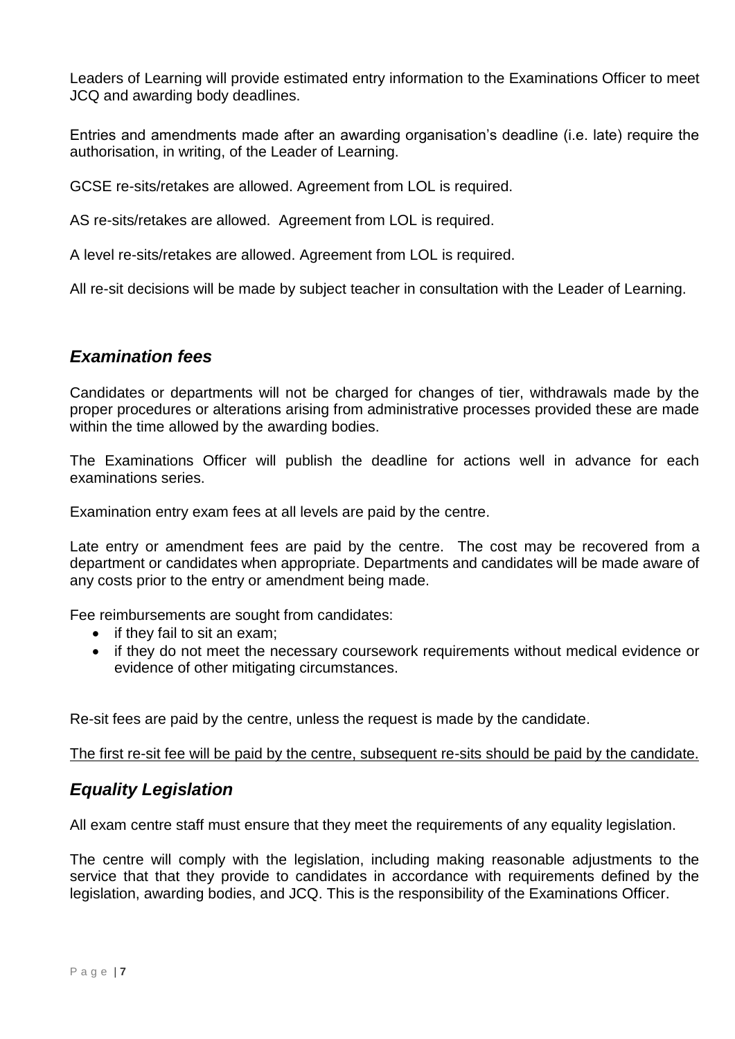Leaders of Learning will provide estimated entry information to the Examinations Officer to meet JCQ and awarding body deadlines.

Entries and amendments made after an awarding organisation's deadline (i.e. late) require the authorisation, in writing, of the Leader of Learning.

GCSE re-sits/retakes are allowed. Agreement from LOL is required.

AS re-sits/retakes are allowed. Agreement from LOL is required.

A level re-sits/retakes are allowed. Agreement from LOL is required.

All re-sit decisions will be made by subject teacher in consultation with the Leader of Learning.

## *Examination fees*

Candidates or departments will not be charged for changes of tier, withdrawals made by the proper procedures or alterations arising from administrative processes provided these are made within the time allowed by the awarding bodies.

The Examinations Officer will publish the deadline for actions well in advance for each examinations series.

Examination entry exam fees at all levels are paid by the centre.

Late entry or amendment fees are paid by the centre. The cost may be recovered from a department or candidates when appropriate. Departments and candidates will be made aware of any costs prior to the entry or amendment being made.

Fee reimbursements are sought from candidates:

- if they fail to sit an exam;
- if they do not meet the necessary coursework requirements without medical evidence or evidence of other mitigating circumstances.

Re-sit fees are paid by the centre, unless the request is made by the candidate.

<u>The first re-sit fee will be paid by the centre, subsequent re-sits should be paid by the candidate.</u>

## *Equality Legislation*

All exam centre staff must ensure that they meet the requirements of any equality legislation.

The centre will comply with the legislation, including making reasonable adjustments to the service that that they provide to candidates in accordance with requirements defined by the legislation, awarding bodies, and JCQ. This is the responsibility of the Examinations Officer.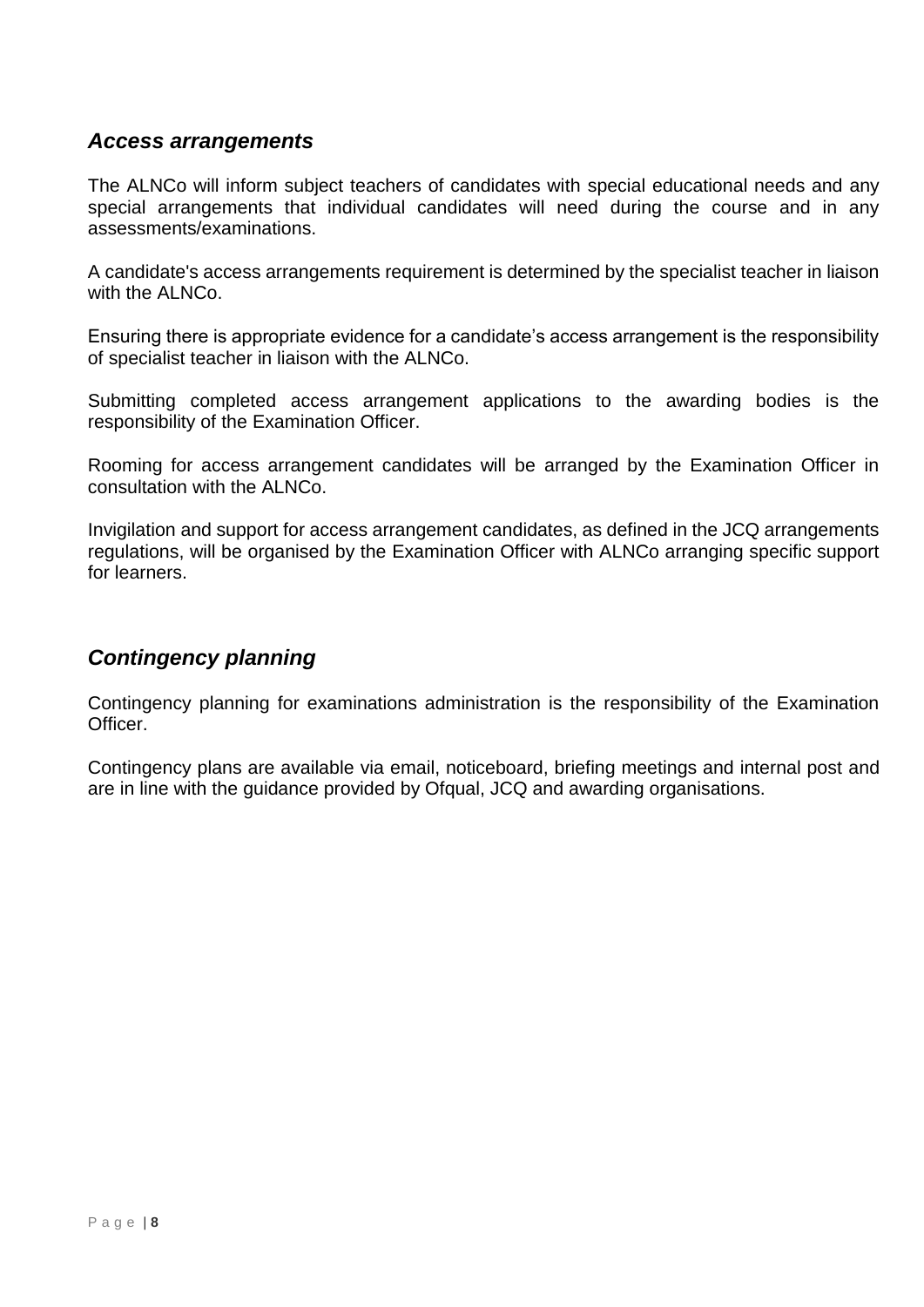### *Access arrangements*

The ALNCo will inform subject teachers of candidates with special educational needs and any special arrangements that individual candidates will need during the course and in any assessments/examinations.

A candidate's access arrangements requirement is determined by the specialist teacher in liaison with the ALNCo.

Ensuring there is appropriate evidence for a candidate's access arrangement is the responsibility of specialist teacher in liaison with the ALNCo.

Submitting completed access arrangement applications to the awarding bodies is the responsibility of the Examination Officer.

Rooming for access arrangement candidates will be arranged by the Examination Officer in consultation with the ALNCo.

Invigilation and support for access arrangement candidates, as defined in the JCQ arrangements regulations, will be organised by the Examination Officer with ALNCo arranging specific support for learners.

### *Contingency planning*

Contingency planning for examinations administration is the responsibility of the Examination Officer.

Contingency plans are available via email, noticeboard, briefing meetings and internal post and are in line with the guidance provided by Ofqual, JCQ and awarding organisations.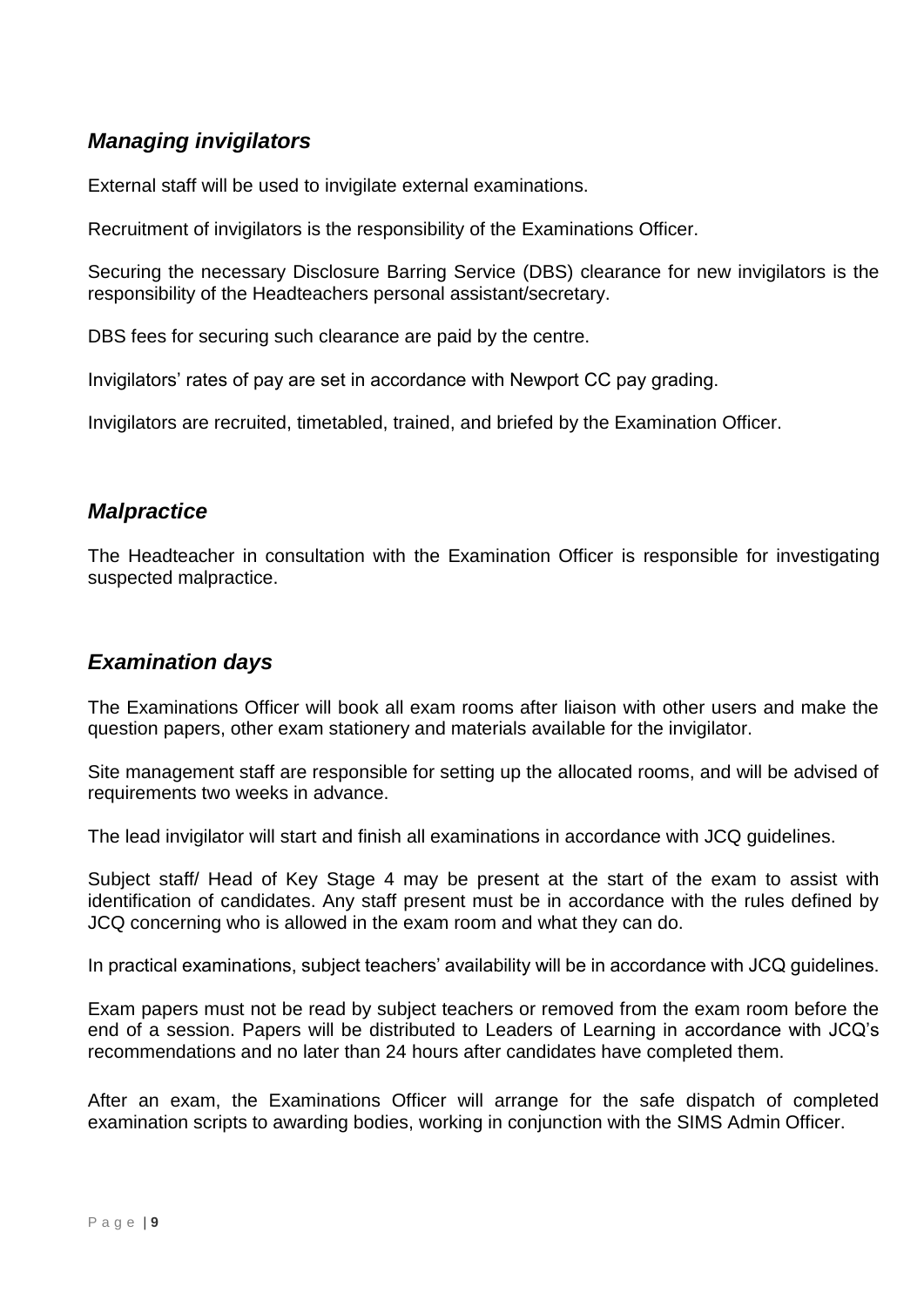## *Managing invigilators*

External staff will be used to invigilate external examinations.

Recruitment of invigilators is the responsibility of the Examinations Officer.

Securing the necessary Disclosure Barring Service (DBS) clearance for new invigilators is the responsibility of the Headteachers personal assistant/secretary.

DBS fees for securing such clearance are paid by the centre.

Invigilators' rates of pay are set in accordance with Newport CC pay grading.

Invigilators are recruited, timetabled, trained, and briefed by the Examination Officer.

## *Malpractice*

The Headteacher in consultation with the Examination Officer is responsible for investigating suspected malpractice.

## *Examination days*

The Examinations Officer will book all exam rooms after liaison with other users and make the question papers, other exam stationery and materials available for the invigilator.

Site management staff are responsible for setting up the allocated rooms, and will be advised of requirements two weeks in advance.

The lead invigilator will start and finish all examinations in accordance with JCQ guidelines.

Subject staff/ Head of Key Stage 4 may be present at the start of the exam to assist with identification of candidates. Any staff present must be in accordance with the rules defined by JCQ concerning who is allowed in the exam room and what they can do.

In practical examinations, subject teachers' availability will be in accordance with JCQ guidelines.

Exam papers must not be read by subject teachers or removed from the exam room before the end of a session. Papers will be distributed to Leaders of Learning in accordance with JCQ's recommendations and no later than 24 hours after candidates have completed them.

After an exam, the Examinations Officer will arrange for the safe dispatch of completed examination scripts to awarding bodies, working in conjunction with the SIMS Admin Officer.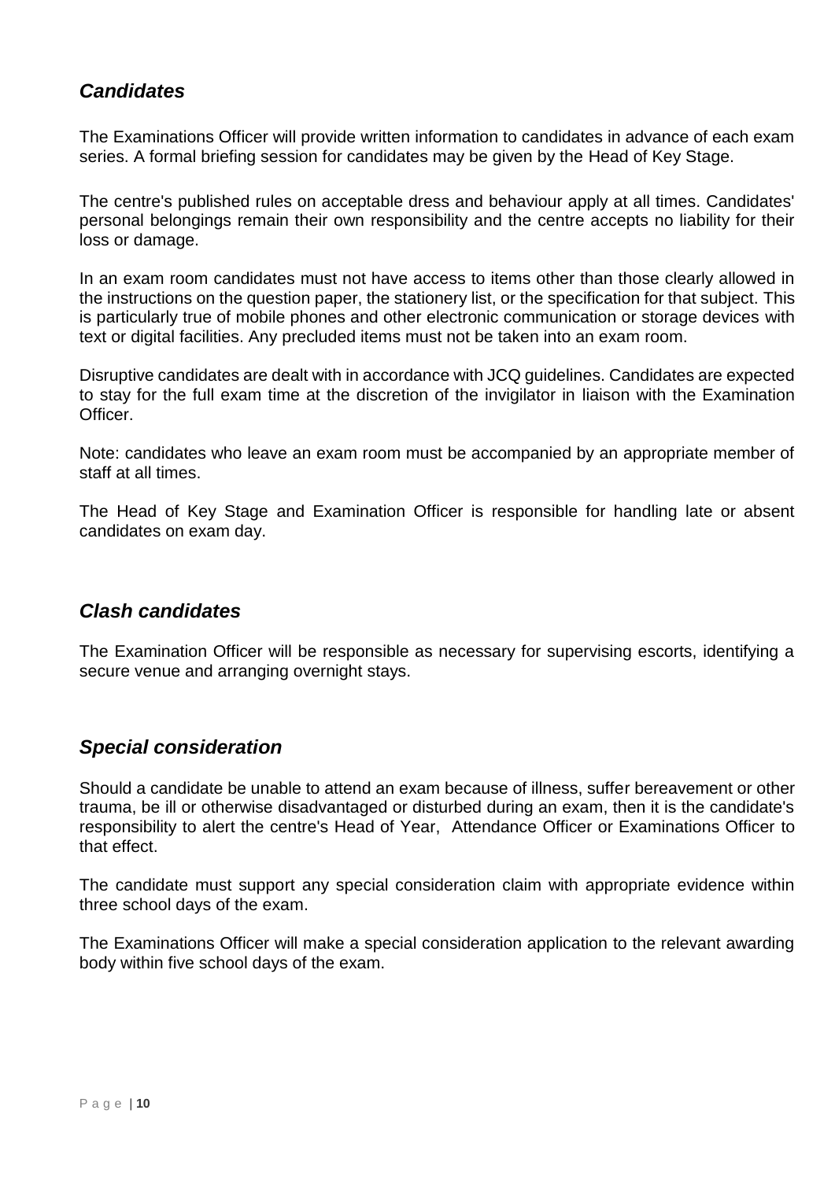## *Candidates*

The Examinations Officer will provide written information to candidates in advance of each exam series. A formal briefing session for candidates may be given by the Head of Key Stage.

The centre's published rules on acceptable dress and behaviour apply at all times. Candidates' personal belongings remain their own responsibility and the centre accepts no liability for their loss or damage.

In an exam room candidates must not have access to items other than those clearly allowed in the instructions on the question paper, the stationery list, or the specification for that subject. This is particularly true of mobile phones and other electronic communication or storage devices with text or digital facilities. Any precluded items must not be taken into an exam room.

Disruptive candidates are dealt with in accordance with JCQ guidelines. Candidates are expected to stay for the full exam time at the discretion of the invigilator in liaison with the Examination Officer.

Note: candidates who leave an exam room must be accompanied by an appropriate member of staff at all times.

The Head of Key Stage and Examination Officer is responsible for handling late or absent candidates on exam day.

## *Clash candidates*

The Examination Officer will be responsible as necessary for supervising escorts, identifying a secure venue and arranging overnight stays.

## *Special consideration*

Should a candidate be unable to attend an exam because of illness, suffer bereavement or other trauma, be ill or otherwise disadvantaged or disturbed during an exam, then it is the candidate's responsibility to alert the centre's Head of Year, Attendance Officer or Examinations Officer to that effect.

The candidate must support any special consideration claim with appropriate evidence within three school days of the exam.

The Examinations Officer will make a special consideration application to the relevant awarding body within five school days of the exam.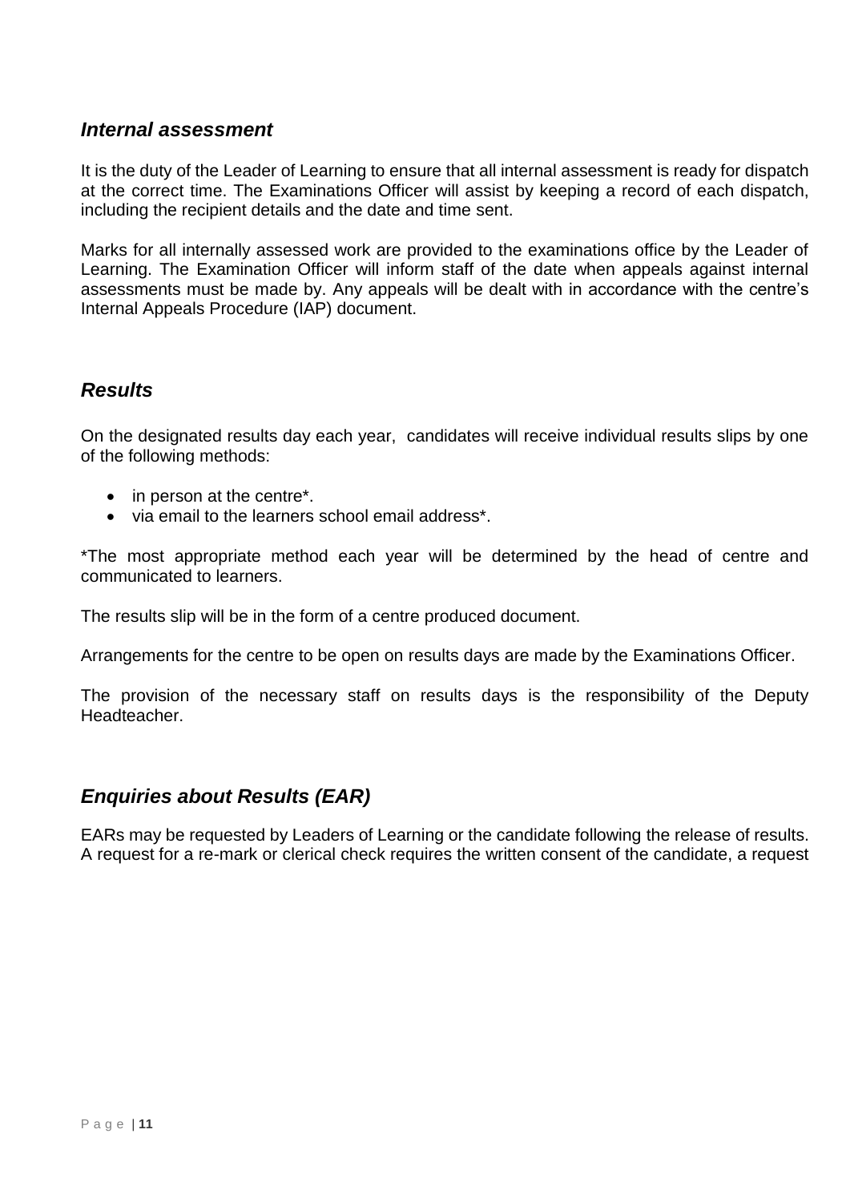### *Internal assessment*

It is the duty of the Leader of Learning to ensure that all internal assessment is ready for dispatch at the correct time. The Examinations Officer will assist by keeping a record of each dispatch, including the recipient details and the date and time sent.

Marks for all internally assessed work are provided to the examinations office by the Leader of Learning. The Examination Officer will inform staff of the date when appeals against internal assessments must be made by. Any appeals will be dealt with in accordance with the centre's Internal Appeals Procedure (IAP) document.

### *Results*

On the designated results day each year, candidates will receive individual results slips by one of the following methods:

- in person at the centre*.
- via email to the learners school email address*.

*The most appropriate method each year will be determined by the head of centre and communicated to learners.

The results slip will be in the form of a centre produced document.

Arrangements for the centre to be open on results days are made by the Examinations Officer.

The provision of the necessary staff on results days is the responsibility of the Deputy Headteacher.

### *Enquiries about Results (EAR)*

EARs may be requested by Leaders of Learning or the candidate following the release of results. A request for a re-mark or clerical check requires the written consent of the candidate, a request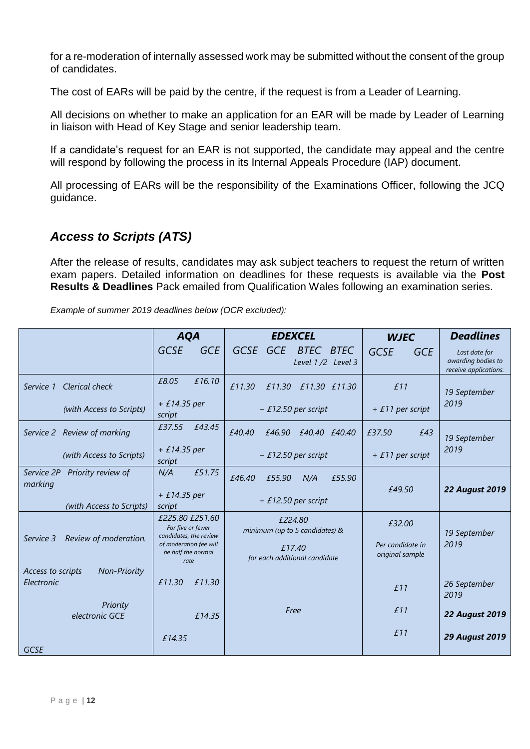for a re-moderation of internally assessed work may be submitted without the consent of the group of candidates.

The cost of EARs will be paid by the centre, if the request is from a Leader of Learning.

All decisions on whether to make an application for an EAR will be made by Leader of Learning in liaison with Head of Key Stage and senior leadership team.

If a candidate's request for an EAR is not supported, the candidate may appeal and the centre will respond by following the process in its Internal Appeals Procedure (IAP) document.

All processing of EARs will be the responsibility of the Examinations Officer, following the JCQ guidance.

## *Access to Scripts (ATS)*

After the release of results, candidates may ask subject teachers to request the return of written exam papers. Detailed information on deadlines for these requests is available via the **Post Results & Deadlines** Pack emailed from Qualification Wales following an examination series.

*Example of summer 2019 deadlines below (OCR excluded):*

| | ***AQA*** | | ***EDEXCEL*** | | | | ***WJEC*** | | ***Deadlines*** |
|---|---|---|---|---|---|---|---|---|---|
| | *GCSE* | *GCE* | *GCSE* | *GCE* | *BTEC Level 1 /2* | *BTEC Level 3* | *GCSE* | *GCE* | *Last date for awarding bodies to receive applications.* |
| *Service 1 Clerical check* | *£8.05* | *£16.10* | *£11.30* | *£11.30* | *£11.30* | *£11.30* | *£11* | | *19 September 2019* |
| *(with Access to Scripts)* | *+ £14.35 per script* | | *+ £12.50 per script* | | | | *+ £11 per script* | | |
| *Service 2 Review of marking* | *£37.55* | *£43.45* | *£40.40* | *£46.90* | *£40.40* | *£40.40* | *£37.50* | *£43* | *19 September 2019* |
| *(with Access to Scripts)* | *+ £14.35 per script* | | *+ £12.50 per script* | | | | *+ £11 per script* | | |
| *Service 2P Priority review of marking* | *N/A* | *£51.75* | *£46.40* | *£55.90* | *N/A* | *£55.90* | *£49.50* | | ***22 August 2019*** |
| *(with Access to Scripts)* | *+ £14.35 per script* | | *+ £12.50 per script* | | | | | | |
| *Service 3 Review of moderation.* | *£225.80* | *£251.60* | *£224.80 minimum (up to 5 candidates) &* | | | | *£32.00* | | *19 September 2019* |
| | *For five or fewer candidates, the review of moderation fee will be half the normal rate* | | *£17.40 for each additional candidate* | | | | *Per candidate in original sample* | | |
| *Access to scripts Non-Priority Electronic* | *£11.30* | *£11.30* | *Free* | | | | *£11* | | *26 September 2019* |
| *Priority electronic GCE* | | *£14.35* | | | | | *£11* | | ***22 August 2019*** |
| *GCSE* | *£14.35* | | | | | | *£11* | | ***29 August 2019*** |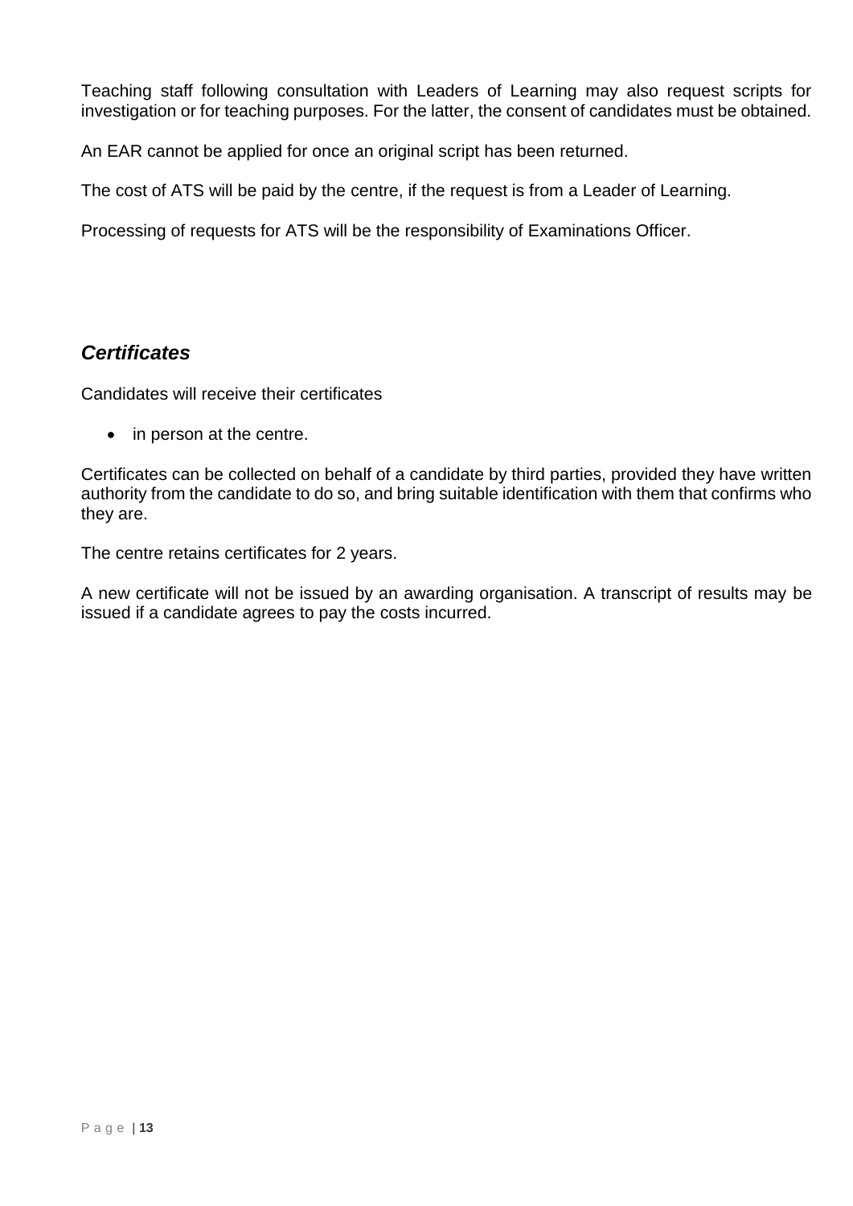Teaching staff following consultation with Leaders of Learning may also request scripts for investigation or for teaching purposes. For the latter, the consent of candidates must be obtained.

An EAR cannot be applied for once an original script has been returned.

The cost of ATS will be paid by the centre, if the request is from a Leader of Learning.

Processing of requests for ATS will be the responsibility of Examinations Officer.

## *Certificates*

Candidates will receive their certificates

- in person at the centre.

Certificates can be collected on behalf of a candidate by third parties, provided they have written authority from the candidate to do so, and bring suitable identification with them that confirms who they are.

The centre retains certificates for 2 years.

A new certificate will not be issued by an awarding organisation. A transcript of results may be issued if a candidate agrees to pay the costs incurred.